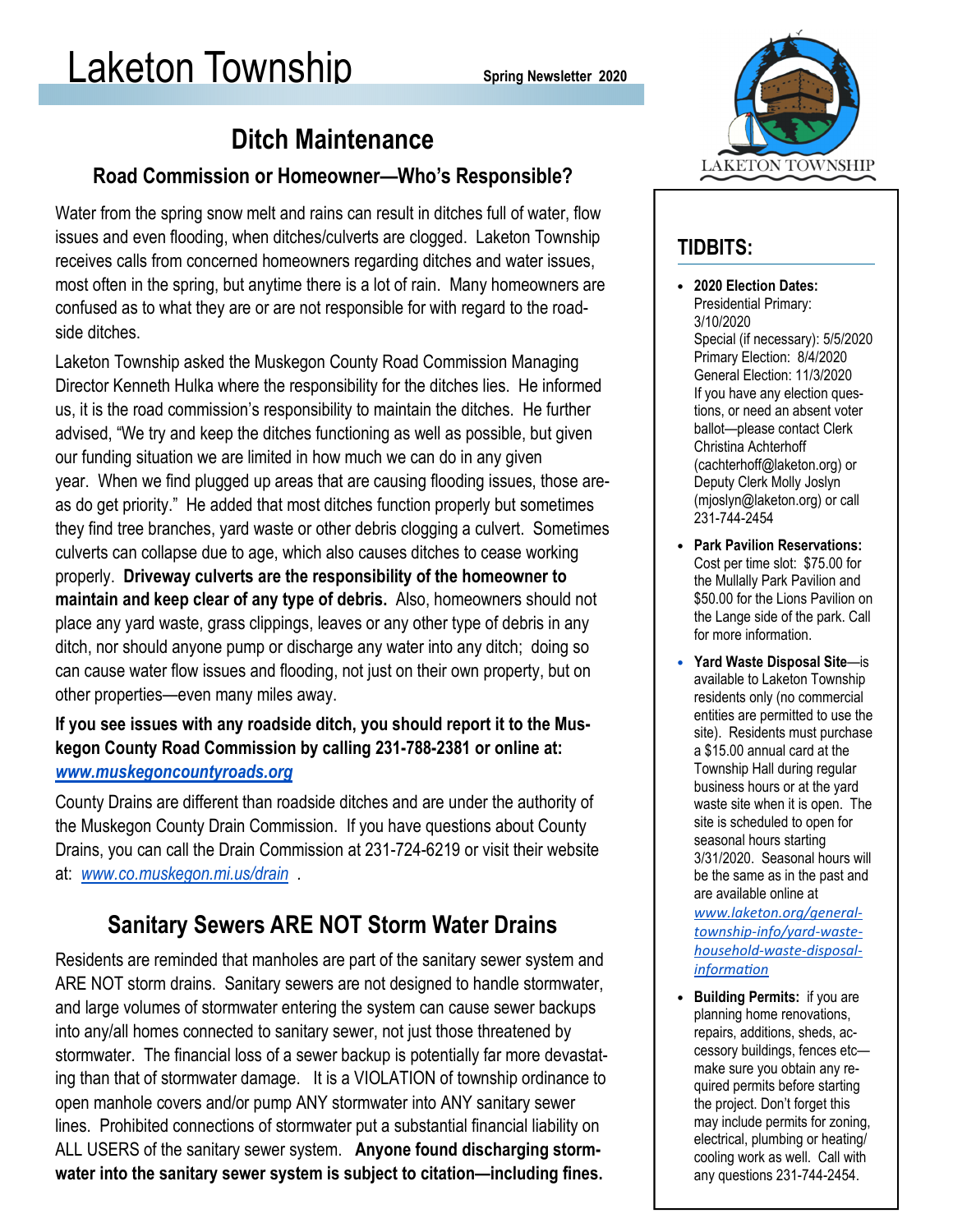# Laketon Township

**Spring Newsletter 2020**

## Ditch Maintenance

### Road Commission or Homeowner—Who's Responsible?

Water from the spring snow melt and rains can result in ditches full of water, flow issues and even flooding, when ditches/culverts are clogged. Laketon Township receives calls from concerned homeowners regarding ditches and water issues, most often in the spring, but anytime there is a lot of rain. Many homeowners are confused as to what they are or are not responsible for with regard to the roadside ditches.

Laketon Township asked the Muskegon County Road Commission Managing Director Kenneth Hulka where the responsibility for the ditches lies. He informed us, it is the road commission's responsibility to maintain the ditches. He further advised, "We try and keep the ditches functioning as well as possible, but given our funding situation we are limited in how much we can do in any given year. When we find plugged up areas that are causing flooding issues, those areas do get priority." He added that most ditches function properly but sometimes they find tree branches, yard waste or other debris clogging a culvert. Sometimes culverts can collapse due to age, which also causes ditches to cease working properly. **Driveway culverts are the responsibility of the homeowner to maintain and keep clear of any type of debris.** Also, homeowners should not place any yard waste, grass clippings, leaves or any other type of debris in any ditch, nor should anyone pump or discharge any water into any ditch; doing so can cause water flow issues and flooding, not just on their own property, but on other properties—even many miles away.

**If you see issues with any roadside ditch, you should report it to the Muskegon County Road Commission by calling 231-788-2381 or online at: *www.muskegoncountyroads.org***

County Drains are different than roadside ditches and are under the authority of the Muskegon County Drain Commission. If you have questions about County Drains, you can call the Drain Commission at 231-724-6219 or visit their website at: *www.co.muskegon.mi.us/drain* .

## Sanitary Sewers ARE NOT Storm Water Drains

Residents are reminded that manholes are part of the sanitary sewer system and ARE NOT storm drains. Sanitary sewers are not designed to handle stormwater, and large volumes of stormwater entering the system can cause sewer backups into any/all homes connected to sanitary sewer, not just those threatened by stormwater. The financial loss of a sewer backup is potentially far more devastating than that of stormwater damage. It is a VIOLATION of township ordinance to open manhole covers and/or pump ANY stormwater into ANY sanitary sewer lines. Prohibited connections of stormwater put a substantial financial liability on ALL USERS of the sanitary sewer system. **Anyone found discharging stormwater into the sanitary sewer system is subject to citation—including fines.**

LAKETON TOWNSHIP

## TIDBITS:

- **2020 Election Dates:** Presidential Primary: 3/10/2020
  Special (if necessary): 5/5/2020
  Primary Election: 8/4/2020
  General Election: 11/3/2020
  If you have any election questions, or need an absent voter ballot—please contact Clerk Christina Achterhoff (cachterhoff@laketon.org) or Deputy Clerk Molly Joslyn (mjoslyn@laketon.org) or call 231-744-2454
- **Park Pavilion Reservations:** Cost per time slot: $75.00 for the Mullally Park Pavilion and $50.00 for the Lions Pavilion on the Lange side of the park. Call for more information.
- **Yard Waste Disposal Site**—is available to Laketon Township residents only (no commercial entities are permitted to use the site). Residents must purchase a $15.00 annual card at the Township Hall during regular business hours or at the yard waste site when it is open. The site is scheduled to open for seasonal hours starting 3/31/2020. Seasonal hours will be the same as in the past and are available online at *www.laketon.org/general-township-info/yard-waste-household-waste-disposal-information*
- **Building Permits:** if you are planning home renovations, repairs, additions, sheds, accessory buildings, fences etc—make sure you obtain any required permits before starting the project. Don't forget this may include permits for zoning, electrical, plumbing or heating/cooling work as well. Call with any questions 231-744-2454.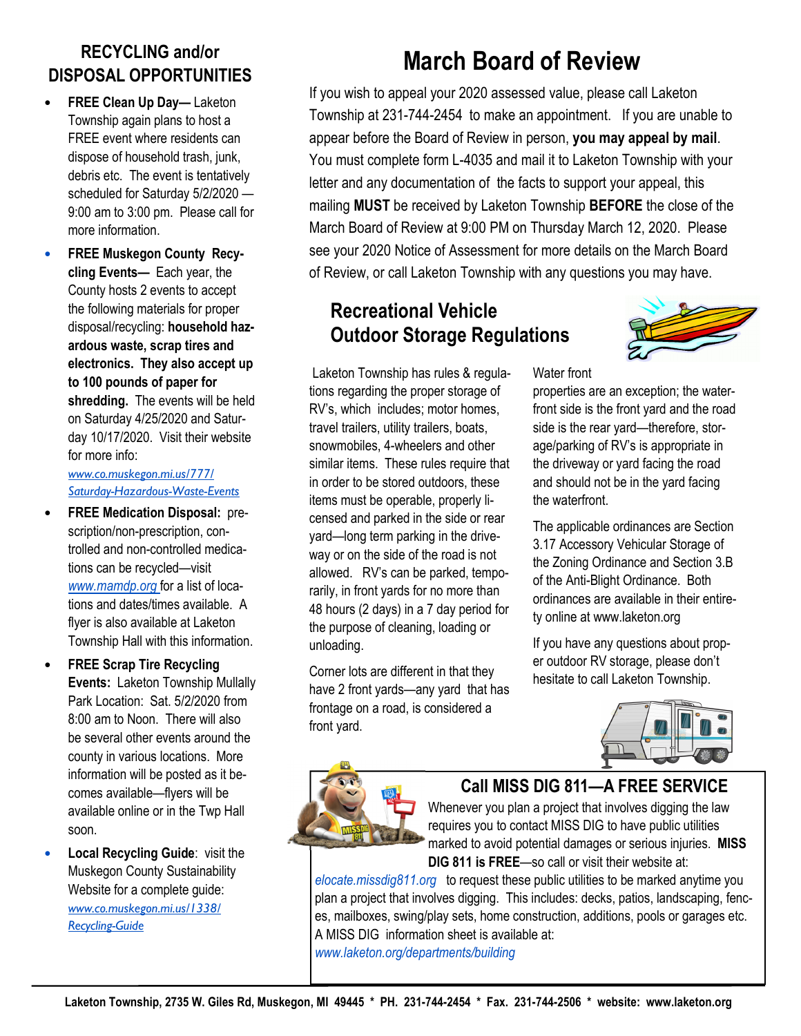## RECYCLING and/or DISPOSAL OPPORTUNITIES

- **FREE Clean Up Day—** Laketon Township again plans to host a FREE event where residents can dispose of household trash, junk, debris etc. The event is tentatively scheduled for Saturday 5/2/2020 — 9:00 am to 3:00 pm. Please call for more information.
- **FREE Muskegon County Recycling Events—** Each year, the County hosts 2 events to accept the following materials for proper disposal/recycling: **household hazardous waste, scrap tires and electronics. They also accept up to 100 pounds of paper for shredding.** The events will be held on Saturday 4/25/2020 and Saturday 10/17/2020. Visit their website for more info: www.co.muskegon.mi.us/777/Saturday-Hazardous-Waste-Events
- **FREE Medication Disposal:** prescription/non-prescription, controlled and non-controlled medications can be recycled—visit www.mamdp.org for a list of locations and dates/times available. A flyer is also available at Laketon Township Hall with this information.
- **FREE Scrap Tire Recycling Events:** Laketon Township Mullally Park Location: Sat. 5/2/2020 from 8:00 am to Noon. There will also be several other events around the county in various locations. More information will be posted as it becomes available—flyers will be available online or in the Twp Hall soon.
- **Local Recycling Guide**: visit the Muskegon County Sustainability Website for a complete guide: www.co.muskegon.mi.us/1338/Recycling-Guide

# March Board of Review

If you wish to appeal your 2020 assessed value, please call Laketon Township at 231-744-2454 to make an appointment. If you are unable to appear before the Board of Review in person, **you may appeal by mail**. You must complete form L-4035 and mail it to Laketon Township with your letter and any documentation of the facts to support your appeal, this mailing **MUST** be received by Laketon Township **BEFORE** the close of the March Board of Review at 9:00 PM on Thursday March 12, 2020. Please see your 2020 Notice of Assessment for more details on the March Board of Review, or call Laketon Township with any questions you may have.

## Recreational Vehicle Outdoor Storage Regulations

Laketon Township has rules & regulations regarding the proper storage of RV's, which includes; motor homes, travel trailers, utility trailers, boats, snowmobiles, 4-wheelers and other similar items. These rules require that in order to be stored outdoors, these items must be operable, properly licensed and parked in the side or rear yard—long term parking in the driveway or on the side of the road is not allowed. RV's can be parked, temporarily, in front yards for no more than 48 hours (2 days) in a 7 day period for the purpose of cleaning, loading or unloading.

Corner lots are different in that they have 2 front yards—any yard that has frontage on a road, is considered a front yard.

Water front properties are an exception; the waterfront side is the front yard and the road side is the rear yard—therefore, storage/parking of RV's is appropriate in the driveway or yard facing the road and should not be in the yard facing the waterfront.

The applicable ordinances are Section 3.17 Accessory Vehicular Storage of the Zoning Ordinance and Section 3.B of the Anti-Blight Ordinance. Both ordinances are available in their entirety online at www.laketon.org

If you have any questions about proper outdoor RV storage, please don't hesitate to call Laketon Township.

## Call MISS DIG 811—A FREE SERVICE

Whenever you plan a project that involves digging the law requires you to contact MISS DIG to have public utilities marked to avoid potential damages or serious injuries. **MISS DIG 811 is FREE**—so call or visit their website at: *elocate.missdig811.org* to request these public utilities to be marked anytime you plan a project that involves digging. This includes: decks, patios, landscaping, fences, mailboxes, swing/play sets, home construction, additions, pools or garages etc. A MISS DIG information sheet is available at: *www.laketon.org/departments/building*

Laketon Township, 2735 W. Giles Rd, Muskegon, MI 49445 * PH. 231-744-2454 * Fax. 231-744-2506 * website: www.laketon.org